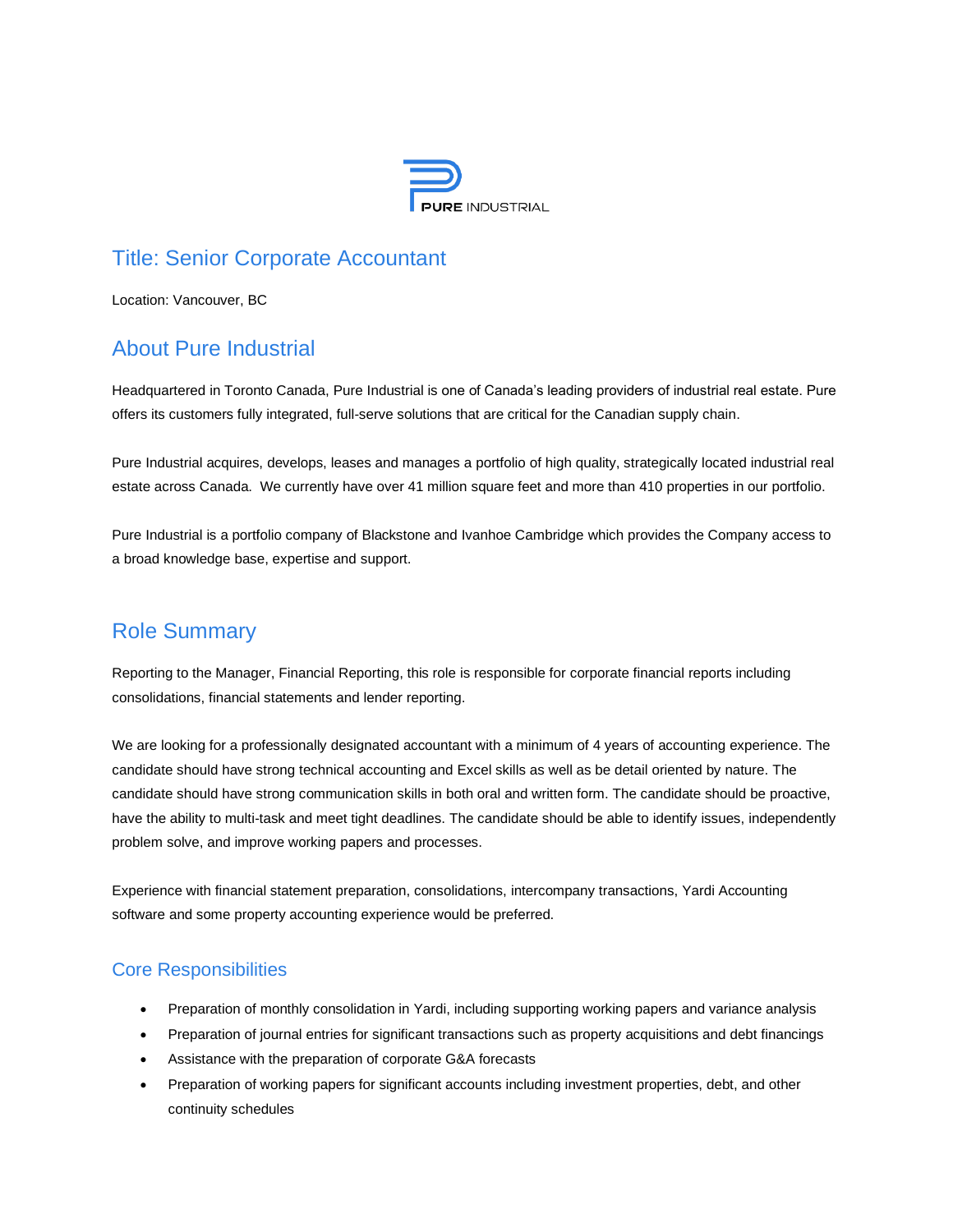PURE INDUSTRIAL

# Title: Senior Corporate Accountant

Location: Vancouver, BC

## About Pure Industrial

Headquartered in Toronto Canada, Pure Industrial is one of Canada's leading providers of industrial real estate. Pure offers its customers fully integrated, full-serve solutions that are critical for the Canadian supply chain.

Pure Industrial acquires, develops, leases and manages a portfolio of high quality, strategically located industrial real estate across Canada. We currently have over 41 million square feet and more than 410 properties in our portfolio.

Pure Industrial is a portfolio company of Blackstone and Ivanhoe Cambridge which provides the Company access to a broad knowledge base, expertise and support.

## Role Summary

Reporting to the Manager, Financial Reporting, this role is responsible for corporate financial reports including consolidations, financial statements and lender reporting.

We are looking for a professionally designated accountant with a minimum of 4 years of accounting experience. The candidate should have strong technical accounting and Excel skills as well as be detail oriented by nature. The candidate should have strong communication skills in both oral and written form. The candidate should be proactive, have the ability to multi-task and meet tight deadlines. The candidate should be able to identify issues, independently problem solve, and improve working papers and processes.

Experience with financial statement preparation, consolidations, intercompany transactions, Yardi Accounting software and some property accounting experience would be preferred.

### Core Responsibilities

- Preparation of monthly consolidation in Yardi, including supporting working papers and variance analysis
- Preparation of journal entries for significant transactions such as property acquisitions and debt financings
- Assistance with the preparation of corporate G&A forecasts
- Preparation of working papers for significant accounts including investment properties, debt, and other continuity schedules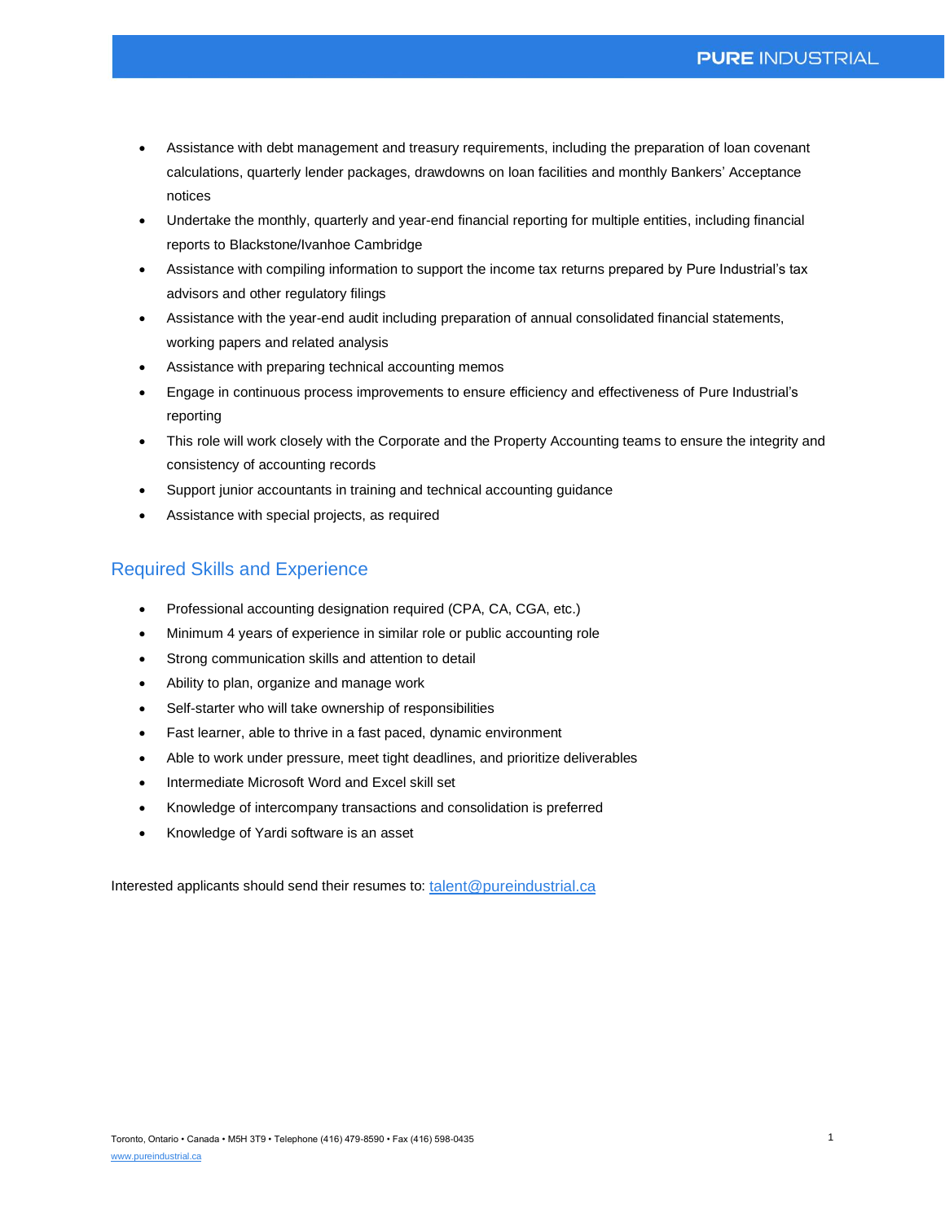- Assistance with debt management and treasury requirements, including the preparation of loan covenant calculations, quarterly lender packages, drawdowns on loan facilities and monthly Bankers' Acceptance notices
- Undertake the monthly, quarterly and year-end financial reporting for multiple entities, including financial reports to Blackstone/Ivanhoe Cambridge
- Assistance with compiling information to support the income tax returns prepared by Pure Industrial's tax advisors and other regulatory filings
- Assistance with the year-end audit including preparation of annual consolidated financial statements, working papers and related analysis
- Assistance with preparing technical accounting memos
- Engage in continuous process improvements to ensure efficiency and effectiveness of Pure Industrial's reporting
- This role will work closely with the Corporate and the Property Accounting teams to ensure the integrity and consistency of accounting records
- Support junior accountants in training and technical accounting guidance
- Assistance with special projects, as required

## Required Skills and Experience

- Professional accounting designation required (CPA, CA, CGA, etc.)
- Minimum 4 years of experience in similar role or public accounting role
- Strong communication skills and attention to detail
- Ability to plan, organize and manage work
- Self-starter who will take ownership of responsibilities
- Fast learner, able to thrive in a fast paced, dynamic environment
- Able to work under pressure, meet tight deadlines, and prioritize deliverables
- Intermediate Microsoft Word and Excel skill set
- Knowledge of intercompany transactions and consolidation is preferred
- Knowledge of Yardi software is an asset

Interested applicants should send their resumes to: talent@pureindustrial.ca